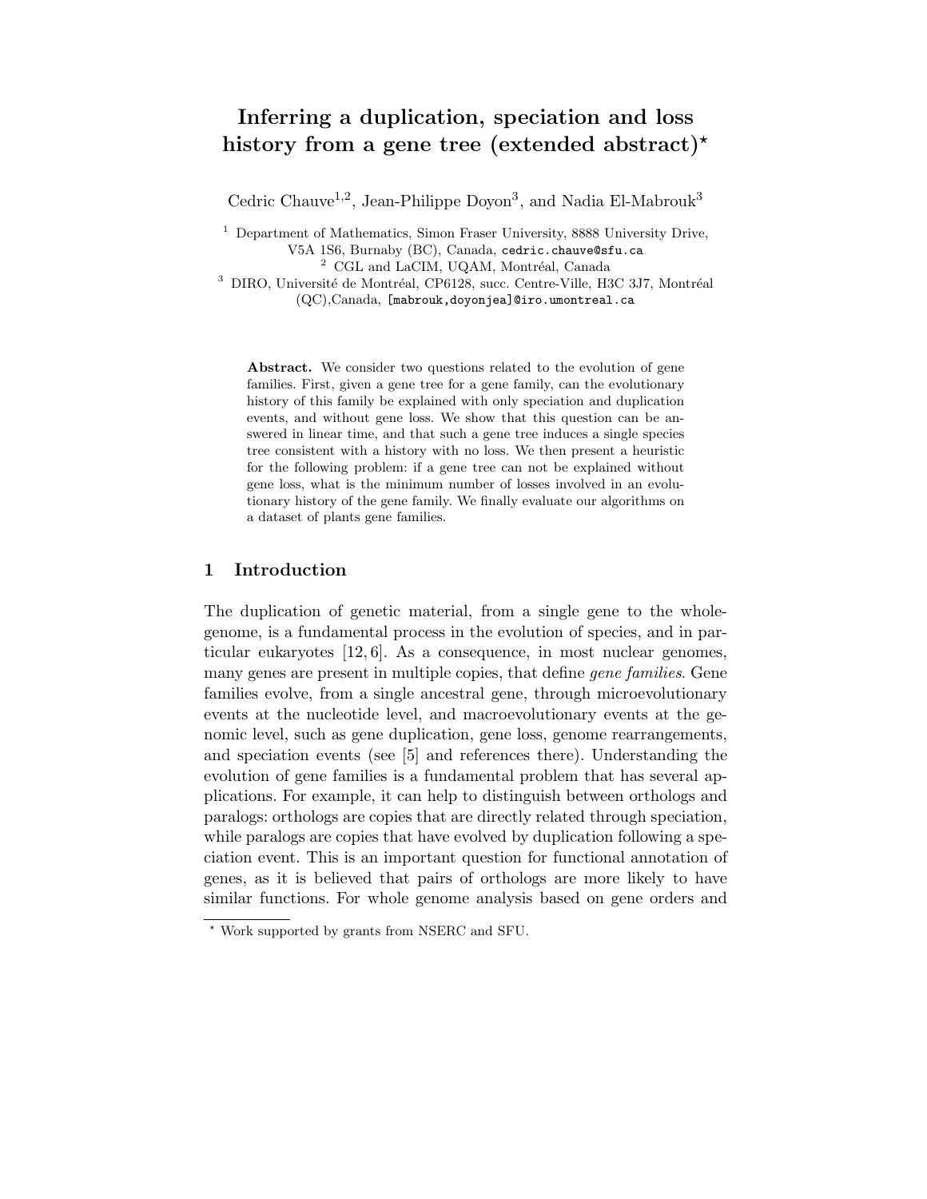# Inferring a duplication, speciation and loss history from a gene tree (extended abstract)*

Cedric Chauve[1,2], Jean-Philippe Doyon[3], and Nadia El-Mabrouk[3]

[1] Department of Mathematics, Simon Fraser University, 8888 University Drive, V5A 1S6, Burnaby (BC), Canada, cedric.chauve@sfu.ca

[2] CGL and LaCIM, UQAM, Montréal, Canada

[3] DIRO, Université de Montréal, CP6128, succ. Centre-Ville, H3C 3J7, Montréal (QC),Canada, [mabrouk,doyonjea]@iro.umontreal.ca

**Abstract.** We consider two questions related to the evolution of gene families. First, given a gene tree for a gene family, can the evolutionary history of this family be explained with only speciation and duplication events, and without gene loss. We show that this question can be answered in linear time, and that such a gene tree induces a single species tree consistent with a history with no loss. We then present a heuristic for the following problem: if a gene tree can not be explained without gene loss, what is the minimum number of losses involved in an evolutionary history of the gene family. We finally evaluate our algorithms on a dataset of plants gene families.

## 1 Introduction

The duplication of genetic material, from a single gene to the whole-genome, is a fundamental process in the evolution of species, and in particular eukaryotes [12, 6]. As a consequence, in most nuclear genomes, many genes are present in multiple copies, that define *gene families*. Gene families evolve, from a single ancestral gene, through microevolutionary events at the nucleotide level, and macroevolutionary events at the genomic level, such as gene duplication, gene loss, genome rearrangements, and speciation events (see [5] and references there). Understanding the evolution of gene families is a fundamental problem that has several applications. For example, it can help to distinguish between orthologs and paralogs: orthologs are copies that are directly related through speciation, while paralogs are copies that have evolved by duplication following a speciation event. This is an important question for functional annotation of genes, as it is believed that pairs of orthologs are more likely to have similar functions. For whole genome analysis based on gene orders and

* Work supported by grants from NSERC and SFU.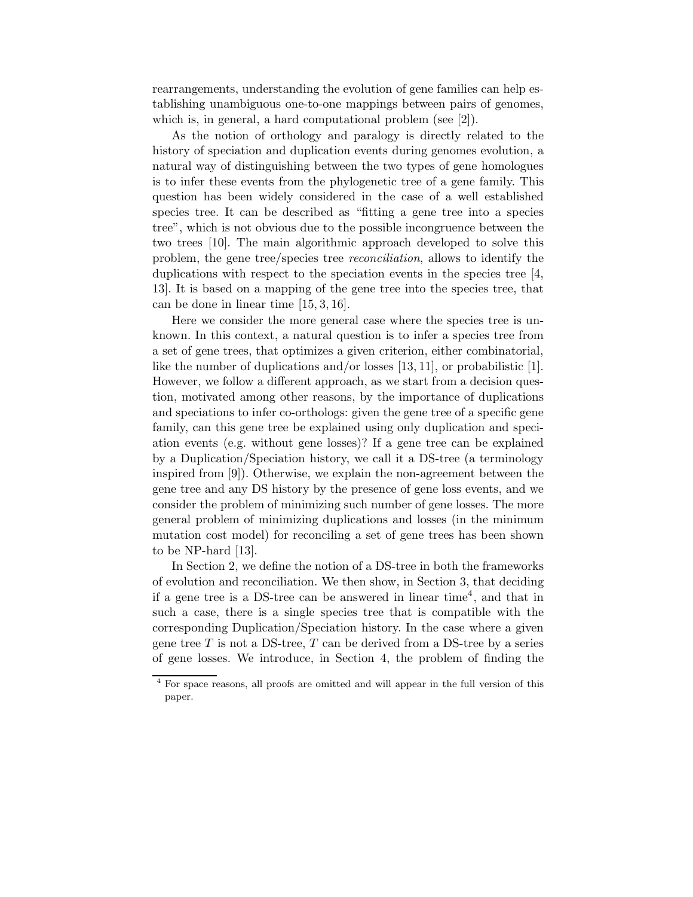rearrangements, understanding the evolution of gene families can help establishing unambiguous one-to-one mappings between pairs of genomes, which is, in general, a hard computational problem (see [2]).

As the notion of orthology and paralogy is directly related to the history of speciation and duplication events during genomes evolution, a natural way of distinguishing between the two types of gene homologues is to infer these events from the phylogenetic tree of a gene family. This question has been widely considered in the case of a well established species tree. It can be described as "fitting a gene tree into a species tree", which is not obvious due to the possible incongruence between the two trees [10]. The main algorithmic approach developed to solve this problem, the gene tree/species tree *reconciliation*, allows to identify the duplications with respect to the speciation events in the species tree [4, 13]. It is based on a mapping of the gene tree into the species tree, that can be done in linear time [15, 3, 16].

Here we consider the more general case where the species tree is unknown. In this context, a natural question is to infer a species tree from a set of gene trees, that optimizes a given criterion, either combinatorial, like the number of duplications and/or losses [13, 11], or probabilistic [1]. However, we follow a different approach, as we start from a decision question, motivated among other reasons, by the importance of duplications and speciations to infer co-orthologs: given the gene tree of a specific gene family, can this gene tree be explained using only duplication and speciation events (e.g. without gene losses)? If a gene tree can be explained by a Duplication/Speciation history, we call it a DS-tree (a terminology inspired from [9]). Otherwise, we explain the non-agreement between the gene tree and any DS history by the presence of gene loss events, and we consider the problem of minimizing such number of gene losses. The more general problem of minimizing duplications and losses (in the minimum mutation cost model) for reconciling a set of gene trees has been shown to be NP-hard [13].

In Section 2, we define the notion of a DS-tree in both the frameworks of evolution and reconciliation. We then show, in Section 3, that deciding if a gene tree is a DS-tree can be answered in linear time[4], and that in such a case, there is a single species tree that is compatible with the corresponding Duplication/Speciation history. In the case where a given gene tree $T$ is not a DS-tree, $T$ can be derived from a DS-tree by a series of gene losses. We introduce, in Section 4, the problem of finding the

[4] For space reasons, all proofs are omitted and will appear in the full version of this paper.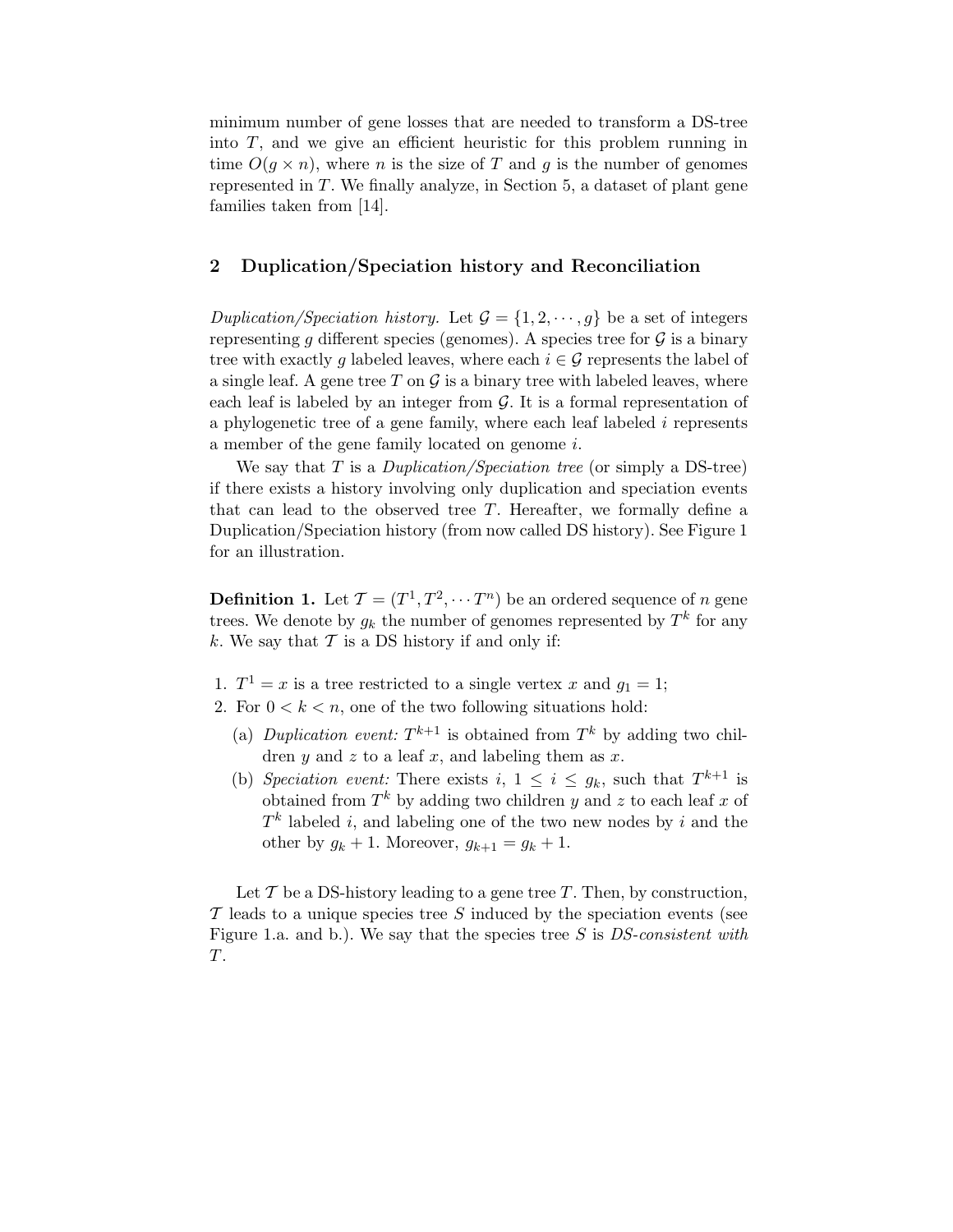minimum number of gene losses that are needed to transform a DS-tree into $T$, and we give an efficient heuristic for this problem running in time $O(g \times n)$, where $n$ is the size of $T$ and $g$ is the number of genomes represented in $T$. We finally analyze, in Section 5, a dataset of plant gene families taken from [14].

## 2 Duplication/Speciation history and Reconciliation

*Duplication/Speciation history.* Let $\mathcal{G} = \{1, 2, \cdots, g\}$ be a set of integers representing $g$ different species (genomes). A species tree for $\mathcal{G}$ is a binary tree with exactly $g$ labeled leaves, where each $i \in \mathcal{G}$ represents the label of a single leaf. A gene tree $T$ on $\mathcal{G}$ is a binary tree with labeled leaves, where each leaf is labeled by an integer from $\mathcal{G}$. It is a formal representation of a phylogenetic tree of a gene family, where each leaf labeled $i$ represents a member of the gene family located on genome $i$.

We say that $T$ is a *Duplication/Speciation tree* (or simply a DS-tree) if there exists a history involving only duplication and speciation events that can lead to the observed tree $T$. Hereafter, we formally define a Duplication/Speciation history (from now called DS history). See Figure 1 for an illustration.

**Definition 1.** Let $\mathcal{T} = (T^1, T^2, \cdots T^n)$ be an ordered sequence of $n$ gene trees. We denote by $g_k$ the number of genomes represented by $T^k$ for any $k$. We say that $\mathcal{T}$ is a DS history if and only if:

1. $T^1 = x$ is a tree restricted to a single vertex $x$ and $g_1 = 1$;
2. For $0 < k < n$, one of the two following situations hold:
   (a) *Duplication event:* $T^{k+1}$ is obtained from $T^k$ by adding two children $y$ and $z$ to a leaf $x$, and labeling them as $x$.
   (b) *Speciation event:* There exists $i$, $1 \leq i \leq g_k$, such that $T^{k+1}$ is obtained from $T^k$ by adding two children $y$ and $z$ to each leaf $x$ of $T^k$ labeled $i$, and labeling one of the two new nodes by $i$ and the other by $g_k + 1$. Moreover, $g_{k+1} = g_k + 1$.

Let $\mathcal{T}$ be a DS-history leading to a gene tree $T$. Then, by construction, $\mathcal{T}$ leads to a unique species tree $S$ induced by the speciation events (see Figure 1.a. and b.). We say that the species tree $S$ is *DS-consistent with* $T$.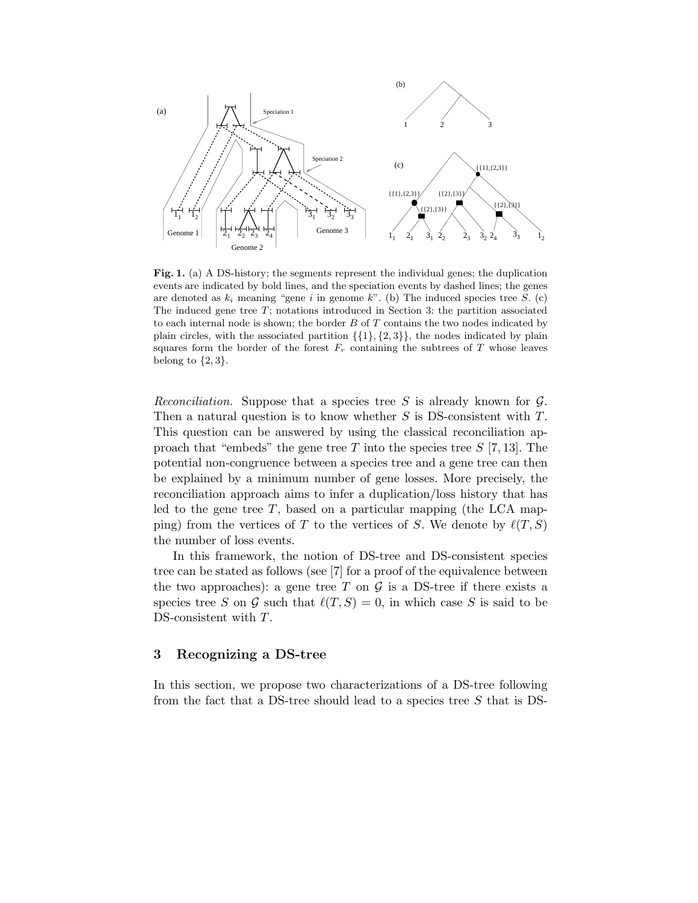**Fig. 1.** (a) A DS-history; the segments represent the individual genes; the duplication events are indicated by bold lines, and the speciation events by dashed lines; the genes are denoted as $k_i$ meaning "gene $i$ in genome $k$". (b) The induced species tree $S$. (c) The induced gene tree $T$; notations introduced in Section 3: the partition associated to each internal node is shown; the border $B$ of $T$ contains the two nodes indicated by plain circles, with the associated partition $\{\{1\},\{2,3\}\}$, the nodes indicated by plain squares form the border of the forest $F_r$ containing the subtrees of $T$ whose leaves belong to $\{2,3\}$.

*Reconciliation.* Suppose that a species tree $S$ is already known for $\mathcal{G}$. Then a natural question is to know whether $S$ is DS-consistent with $T$. This question can be answered by using the classical reconciliation approach that "embeds" the gene tree $T$ into the species tree $S$ [7, 13]. The potential non-congruence between a species tree and a gene tree can then be explained by a minimum number of gene losses. More precisely, the reconciliation approach aims to infer a duplication/loss history that has led to the gene tree $T$, based on a particular mapping (the LCA mapping) from the vertices of $T$ to the vertices of $S$. We denote by $\ell(T, S)$ the number of loss events.

In this framework, the notion of DS-tree and DS-consistent species tree can be stated as follows (see [7] for a proof of the equivalence between the two approaches): a gene tree $T$ on $\mathcal{G}$ is a DS-tree if there exists a species tree $S$ on $\mathcal{G}$ such that $\ell(T, S) = 0$, in which case $S$ is said to be DS-consistent with $T$.

## 3 Recognizing a DS-tree

In this section, we propose two characterizations of a DS-tree following from the fact that a DS-tree should lead to a species tree $S$ that is DS-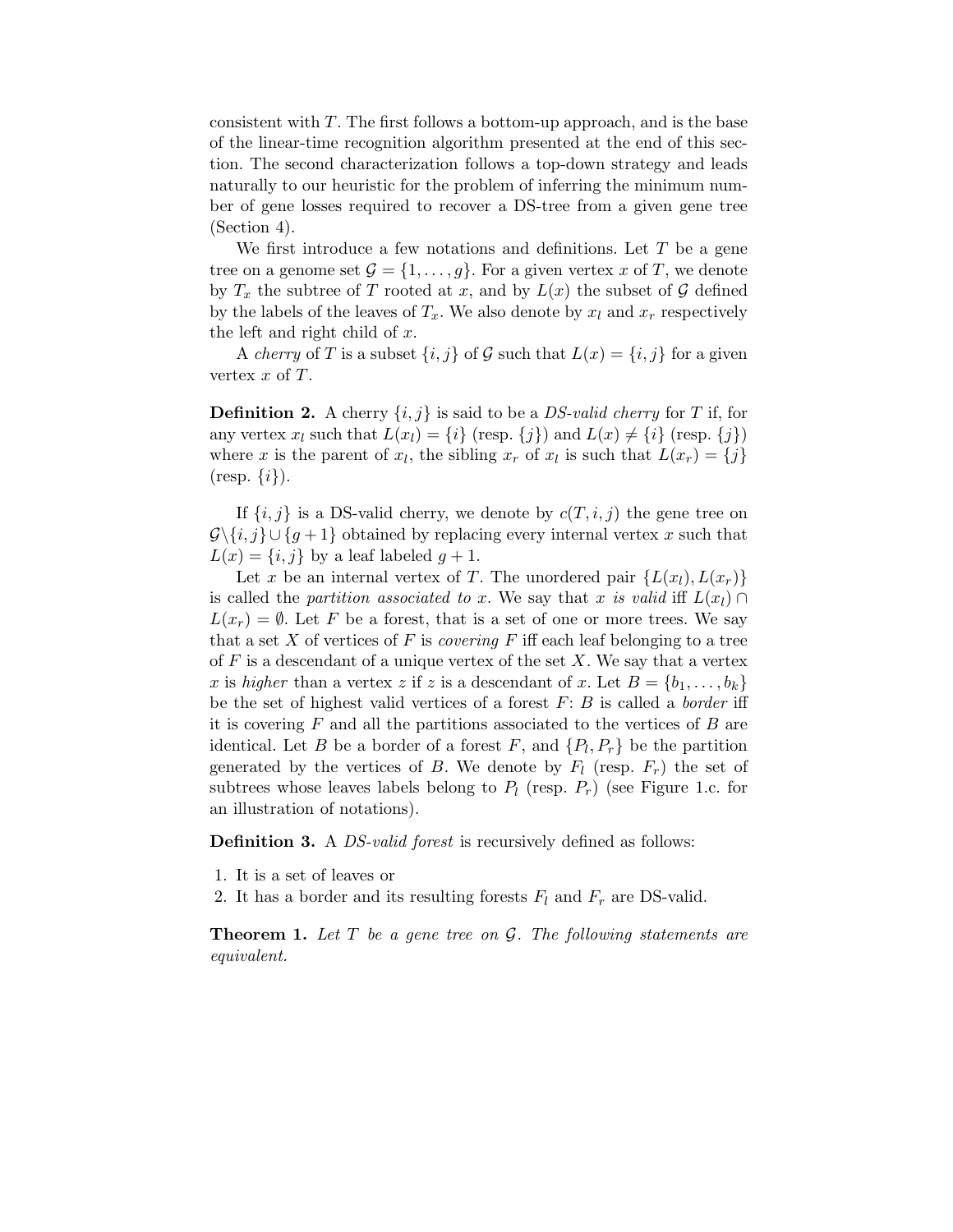consistent with $T$. The first follows a bottom-up approach, and is the base of the linear-time recognition algorithm presented at the end of this section. The second characterization follows a top-down strategy and leads naturally to our heuristic for the problem of inferring the minimum number of gene losses required to recover a DS-tree from a given gene tree (Section 4).

We first introduce a few notations and definitions. Let $T$ be a gene tree on a genome set $\mathcal{G} = \{1, \dots, g\}$. For a given vertex $x$ of $T$, we denote by $T_x$ the subtree of $T$ rooted at $x$, and by $L(x)$ the subset of $\mathcal{G}$ defined by the labels of the leaves of $T_x$. We also denote by $x_l$ and $x_r$ respectively the left and right child of $x$.

A *cherry* of $T$ is a subset $\{i, j\}$ of $\mathcal{G}$ such that $L(x) = \{i, j\}$ for a given vertex $x$ of $T$.

**Definition 2.** A cherry $\{i, j\}$ is said to be a *DS-valid cherry* for $T$ if, for any vertex $x_l$ such that $L(x_l) = \{i\}$ (resp. $\{j\}$) and $L(x) \neq \{i\}$ (resp. $\{j\}$) where $x$ is the parent of $x_l$, the sibling $x_r$ of $x_l$ is such that $L(x_r) = \{j\}$ (resp. $\{i\}$).

If $\{i, j\}$ is a DS-valid cherry, we denote by $c(T, i, j)$ the gene tree on $\mathcal{G} \backslash \{i, j\} \cup \{g+1\}$ obtained by replacing every internal vertex $x$ such that $L(x) = \{i, j\}$ by a leaf labeled $g + 1$.

Let $x$ be an internal vertex of $T$. The unordered pair $\{L(x_l), L(x_r)\}$ is called the *partition associated to* $x$. We say that $x$ *is valid* iff $L(x_l) \cap L(x_r) = \emptyset$. Let $F$ be a forest, that is a set of one or more trees. We say that a set $X$ of vertices of $F$ is *covering* $F$ iff each leaf belonging to a tree of $F$ is a descendant of a unique vertex of the set $X$. We say that a vertex $x$ is *higher* than a vertex $z$ if $z$ is a descendant of $x$. Let $B = \{b_1, \dots, b_k\}$ be the set of highest valid vertices of a forest $F$: $B$ is called a *border* iff it is covering $F$ and all the partitions associated to the vertices of $B$ are identical. Let $B$ be a border of a forest $F$, and $\{P_l, P_r\}$ be the partition generated by the vertices of $B$. We denote by $F_l$ (resp. $F_r$) the set of subtrees whose leaves labels belong to $P_l$ (resp. $P_r$) (see Figure 1.c. for an illustration of notations).

**Definition 3.** A *DS-valid forest* is recursively defined as follows:

1. It is a set of leaves or
2. It has a border and its resulting forests $F_l$ and $F_r$ are DS-valid.

**Theorem 1.** *Let $T$ be a gene tree on $\mathcal{G}$. The following statements are equivalent.*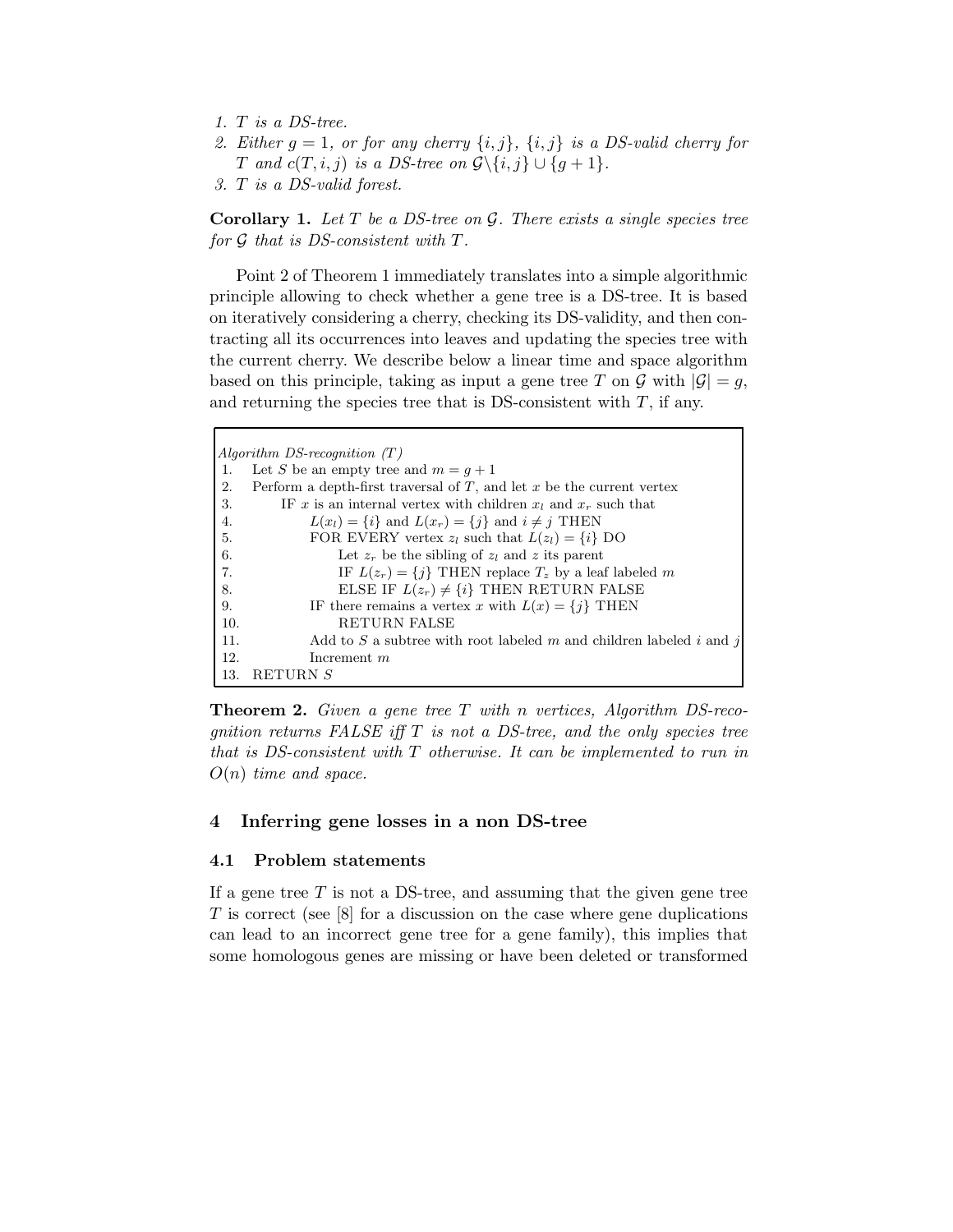1. *$T$ is a DS-tree.*
2. *Either $g = 1$, or for any cherry $\{i, j\}$, $\{i, j\}$ is a DS-valid cherry for $T$ and $c(T, i, j)$ is a DS-tree on $\mathcal{G} \backslash \{i, j\} \cup \{g + 1\}$.*
3. *$T$ is a DS-valid forest.*

**Corollary 1.** *Let $T$ be a DS-tree on $\mathcal{G}$. There exists a single species tree for $\mathcal{G}$ that is DS-consistent with $T$.*

Point 2 of Theorem 1 immediately translates into a simple algorithmic principle allowing to check whether a gene tree is a DS-tree. It is based on iteratively considering a cherry, checking its DS-validity, and then contracting all its occurrences into leaves and updating the species tree with the current cherry. We describe below a linear time and space algorithm based on this principle, taking as input a gene tree $T$ on $\mathcal{G}$ with $|\mathcal{G}| = g$, and returning the species tree that is DS-consistent with $T$, if any.

```
Algorithm DS-recognition (T)
1.   Let S be an empty tree and m = g + 1
2.   Perform a depth-first traversal of T, and let x be the current vertex
3.        IF x is an internal vertex with children x_l and x_r such that
4.             L(x_l) = {i} and L(x_r) = {j} and i ≠ j THEN
5.             FOR EVERY vertex z_l such that L(z_l) = {i} DO
6.                  Let z_r be the sibling of z_l and z its parent
7.                  IF L(z_r) = {j} THEN replace T_z by a leaf labeled m
8.                  ELSE IF L(z_r) ≠ {i} THEN RETURN FALSE
9.             IF there remains a vertex x with L(x) = {j} THEN
10.                 RETURN FALSE
11.            Add to S a subtree with root labeled m and children labeled i and j
12.            Increment m
13.  RETURN S
```

**Theorem 2.** *Given a gene tree $T$ with $n$ vertices, Algorithm DS-recognition returns FALSE iff $T$ is not a DS-tree, and the only species tree that is DS-consistent with $T$ otherwise. It can be implemented to run in $O(n)$ time and space.*

## 4 Inferring gene losses in a non DS-tree

### 4.1 Problem statements

If a gene tree $T$ is not a DS-tree, and assuming that the given gene tree $T$ is correct (see [8] for a discussion on the case where gene duplications can lead to an incorrect gene tree for a gene family), this implies that some homologous genes are missing or have been deleted or transformed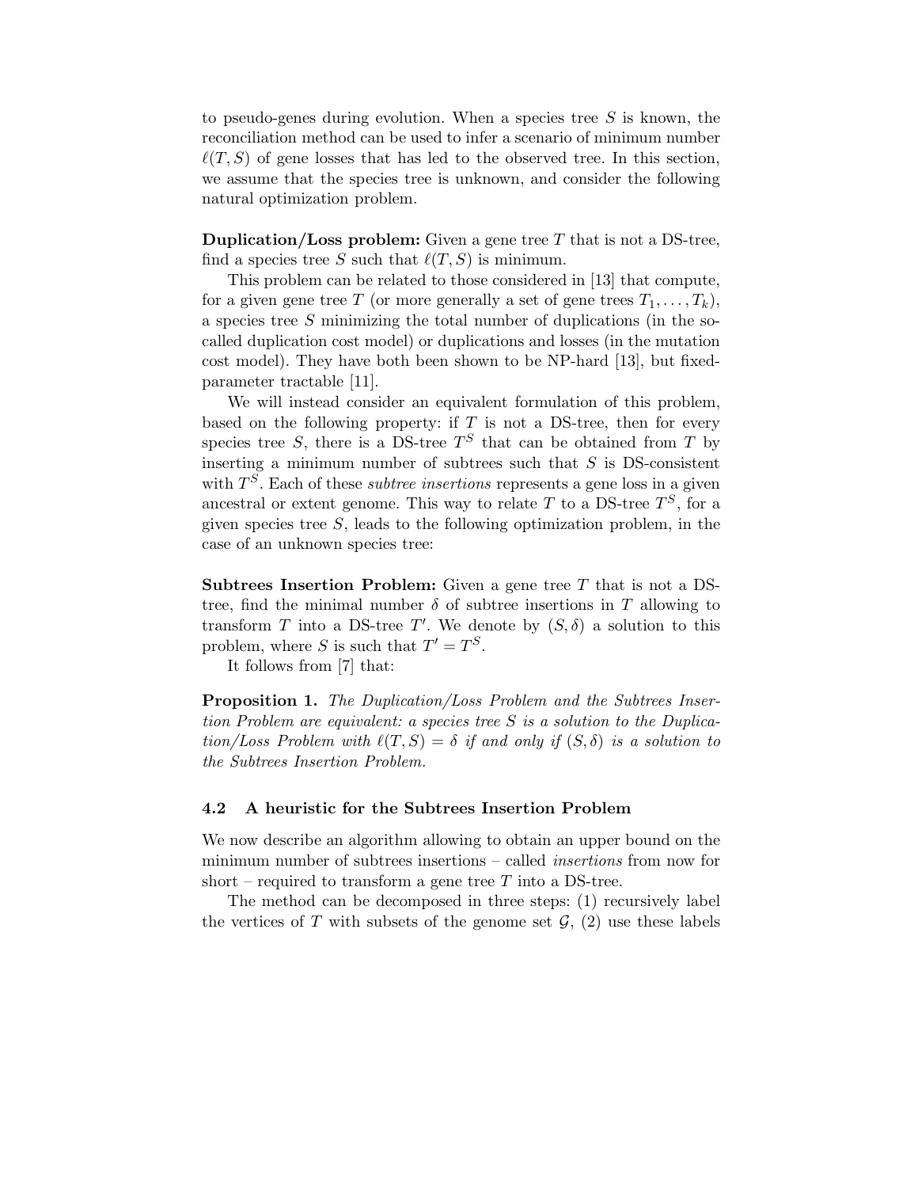to pseudo-genes during evolution. When a species tree $S$ is known, the reconciliation method can be used to infer a scenario of minimum number $\ell(T, S)$ of gene losses that has led to the observed tree. In this section, we assume that the species tree is unknown, and consider the following natural optimization problem.

**Duplication/Loss problem:** Given a gene tree $T$ that is not a DS-tree, find a species tree $S$ such that $\ell(T, S)$ is minimum.

This problem can be related to those considered in [13] that compute, for a given gene tree $T$ (or more generally a set of gene trees $T_1, \ldots, T_k$), a species tree $S$ minimizing the total number of duplications (in the so-called duplication cost model) or duplications and losses (in the mutation cost model). They have both been shown to be NP-hard [13], but fixed-parameter tractable [11].

We will instead consider an equivalent formulation of this problem, based on the following property: if $T$ is not a DS-tree, then for every species tree $S$, there is a DS-tree $T^S$ that can be obtained from $T$ by inserting a minimum number of subtrees such that $S$ is DS-consistent with $T^S$. Each of these *subtree insertions* represents a gene loss in a given ancestral or extent genome. This way to relate $T$ to a DS-tree $T^S$, for a given species tree $S$, leads to the following optimization problem, in the case of an unknown species tree:

**Subtrees Insertion Problem:** Given a gene tree $T$ that is not a DS-tree, find the minimal number $\delta$ of subtree insertions in $T$ allowing to transform $T$ into a DS-tree $T'$. We denote by $(S, \delta)$ a solution to this problem, where $S$ is such that $T' = T^S$.

It follows from [7] that:

**Proposition 1.** *The Duplication/Loss Problem and the Subtrees Insertion Problem are equivalent: a species tree $S$ is a solution to the Duplication/Loss Problem with $\ell(T, S) = \delta$ if and only if $(S, \delta)$ is a solution to the Subtrees Insertion Problem.*

### 4.2 A heuristic for the Subtrees Insertion Problem

We now describe an algorithm allowing to obtain an upper bound on the minimum number of subtrees insertions – called *insertions* from now for short – required to transform a gene tree $T$ into a DS-tree.

The method can be decomposed in three steps: (1) recursively label the vertices of $T$ with subsets of the genome set $\mathcal{G}$, (2) use these labels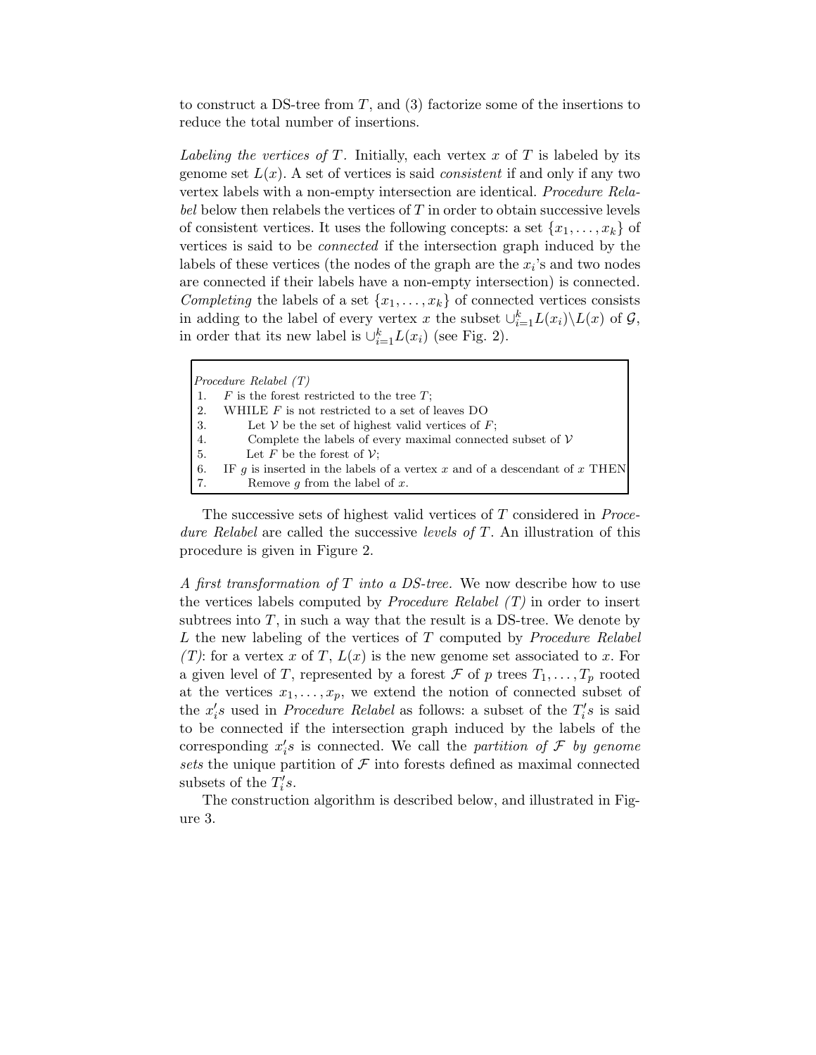to construct a DS-tree from $T$, and (3) factorize some of the insertions to reduce the total number of insertions.

*Labeling the vertices of $T$.* Initially, each vertex $x$ of $T$ is labeled by its genome set $L(x)$. A set of vertices is said *consistent* if and only if any two vertex labels with a non-empty intersection are identical. *Procedure Relabel* below then relabels the vertices of $T$ in order to obtain successive levels of consistent vertices. It uses the following concepts: a set $\{x_1, \ldots, x_k\}$ of vertices is said to be *connected* if the intersection graph induced by the labels of these vertices (the nodes of the graph are the $x_i$'s and two nodes are connected if their labels have a non-empty intersection) is connected. *Completing* the labels of a set $\{x_1, \ldots, x_k\}$ of connected vertices consists in adding to the label of every vertex $x$ the subset $\cup_{i=1}^{k} L(x_i) \backslash L(x)$ of $\mathcal{G}$, in order that its new label is $\cup_{i=1}^{k} L(x_i)$ (see Fig. 2).

```
Procedure Relabel (T)
1.   F is the forest restricted to the tree T;
2.   WHILE F is not restricted to a set of leaves DO
3.       Let V be the set of highest valid vertices of F;
4.       Complete the labels of every maximal connected subset of V
5.       Let F be the forest of V;
6.   IF g is inserted in the labels of a vertex x and of a descendant of x THEN
7.       Remove g from the label of x.
```

The successive sets of highest valid vertices of $T$ considered in *Procedure Relabel* are called the successive *levels of $T$*. An illustration of this procedure is given in Figure 2.

*A first transformation of $T$ into a DS-tree.* We now describe how to use the vertices labels computed by *Procedure Relabel (T)* in order to insert subtrees into $T$, in such a way that the result is a DS-tree. We denote by $L$ the new labeling of the vertices of $T$ computed by *Procedure Relabel (T)*: for a vertex $x$ of $T$, $L(x)$ is the new genome set associated to $x$. For a given level of $T$, represented by a forest $\mathcal{F}$ of $p$ trees $T_1, \ldots, T_p$ rooted at the vertices $x_1, \ldots, x_p$, we extend the notion of connected subset of the $x_i's$ used in *Procedure Relabel* as follows: a subset of the $T_i's$ is said to be connected if the intersection graph induced by the labels of the corresponding $x_i's$ is connected. We call the *partition of $\mathcal{F}$ by genome sets* the unique partition of $\mathcal{F}$ into forests defined as maximal connected subsets of the $T_i's$.

The construction algorithm is described below, and illustrated in Figure 3.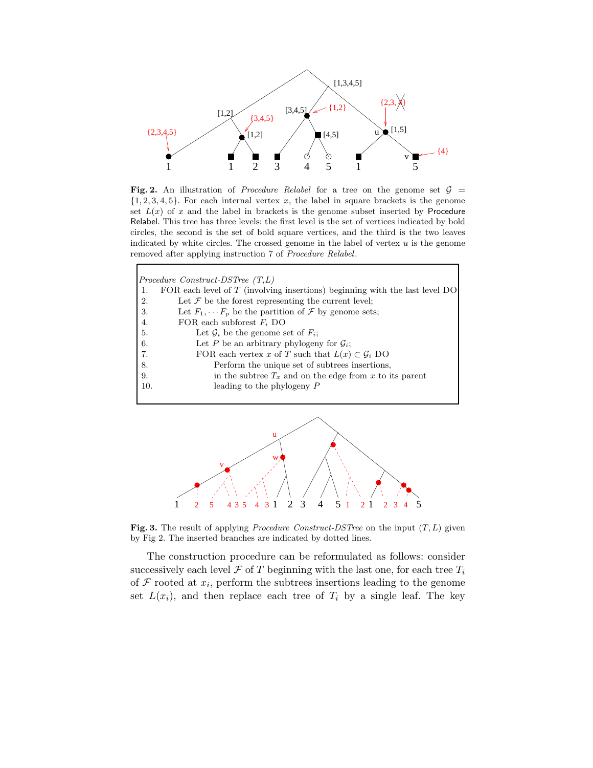**Fig. 2.** An illustration of *Procedure Relabel* for a tree on the genome set $\mathcal{G} = \{1, 2, 3, 4, 5\}$. For each internal vertex $x$, the label in square brackets is the genome set $L(x)$ of $x$ and the label in brackets is the genome subset inserted by Procedure Relabel. This tree has three levels: the first level is the set of vertices indicated by bold circles, the second is the set of bold square vertices, and the third is the two leaves indicated by white circles. The crossed genome in the label of vertex $u$ is the genome removed after applying instruction 7 of *Procedure Relabel*.

```
Procedure Construct-DSTree (T,L)
1.  FOR each level of T (involving insertions) beginning with the last level DO
2.      Let F be the forest representing the current level;
3.      Let F_1, ... F_p be the partition of F by genome sets;
4.      FOR each subforest F_i DO
5.          Let G_i be the genome set of F_i;
6.          Let P be an arbitrary phylogeny for G_i;
7.          FOR each vertex x of T such that L(x) ⊂ G_i DO
8.              Perform the unique set of subtrees insertions,
9.              in the subtree T_x and on the edge from x to its parent
10.             leading to the phylogeny P
```

**Fig. 3.** The result of applying *Procedure Construct-DSTree* on the input $(T, L)$ given by Fig 2. The inserted branches are indicated by dotted lines.

The construction procedure can be reformulated as follows: consider successively each level $\mathcal{F}$ of $T$ beginning with the last one, for each tree $T_i$ of $\mathcal{F}$ rooted at $x_i$, perform the subtrees insertions leading to the genome set $L(x_i)$, and then replace each tree of $T_i$ by a single leaf. The key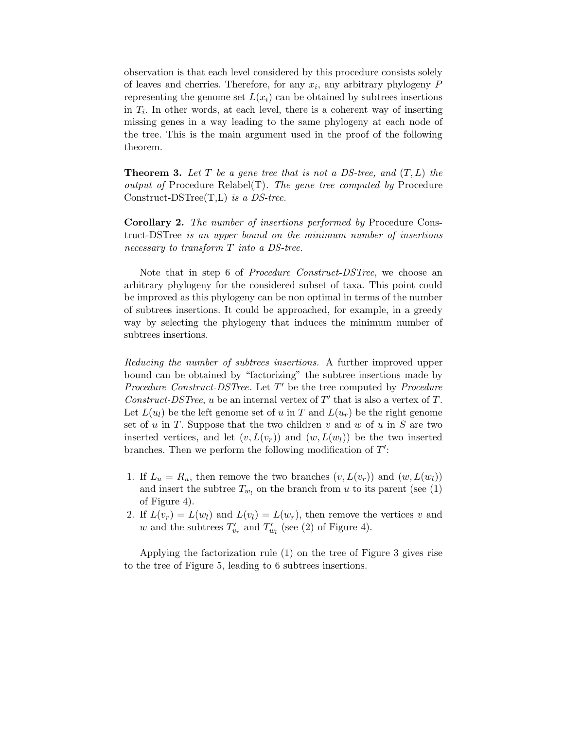observation is that each level considered by this procedure consists solely of leaves and cherries. Therefore, for any $x_i$, any arbitrary phylogeny $P$ representing the genome set $L(x_i)$ can be obtained by subtrees insertions in $T_i$. In other words, at each level, there is a coherent way of inserting missing genes in a way leading to the same phylogeny at each node of the tree. This is the main argument used in the proof of the following theorem.

**Theorem 3.** *Let $T$ be a gene tree that is not a DS-tree, and $(T, L)$ the output of* Procedure Relabel(T). *The gene tree computed by* Procedure Construct-DSTree(T,L) *is a DS-tree.*

**Corollary 2.** *The number of insertions performed by* Procedure Construct-DSTree *is an upper bound on the minimum number of insertions necessary to transform $T$ into a DS-tree.*

Note that in step 6 of *Procedure Construct-DSTree*, we choose an arbitrary phylogeny for the considered subset of taxa. This point could be improved as this phylogeny can be non optimal in terms of the number of subtrees insertions. It could be approached, for example, in a greedy way by selecting the phylogeny that induces the minimum number of subtrees insertions.

*Reducing the number of subtrees insertions.* A further improved upper bound can be obtained by "factorizing" the subtree insertions made by *Procedure Construct-DSTree*. Let $T'$ be the tree computed by *Procedure Construct-DSTree*, $u$ be an internal vertex of $T'$ that is also a vertex of $T$. Let $L(u_l)$ be the left genome set of $u$ in $T$ and $L(u_r)$ be the right genome set of $u$ in $T$. Suppose that the two children $v$ and $w$ of $u$ in $S$ are two inserted vertices, and let $(v, L(v_r))$ and $(w, L(w_l))$ be the two inserted branches. Then we perform the following modification of $T'$:

1. If $L_u = R_u$, then remove the two branches $(v, L(v_r))$ and $(w, L(w_l))$ and insert the subtree $T_{w_l}$ on the branch from $u$ to its parent (see (1) of Figure 4).
2. If $L(v_r) = L(w_l)$ and $L(v_l) = L(w_r)$, then remove the vertices $v$ and $w$ and the subtrees $T'_{v_r}$ and $T'_{w_l}$ (see (2) of Figure 4).

Applying the factorization rule (1) on the tree of Figure 3 gives rise to the tree of Figure 5, leading to 6 subtrees insertions.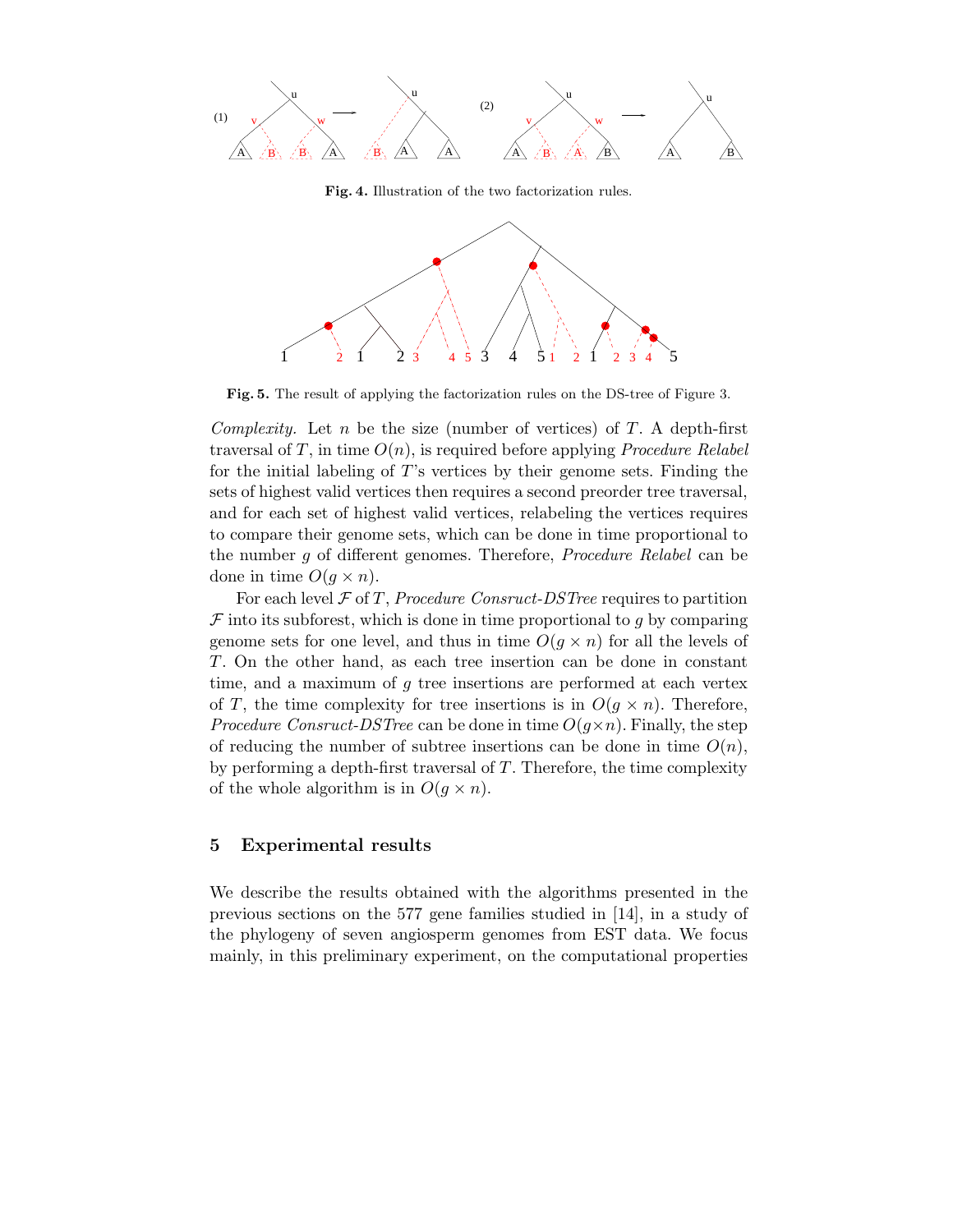**Fig. 4.** Illustration of the two factorization rules.

**Fig. 5.** The result of applying the factorization rules on the DS-tree of Figure 3.

*Complexity.* Let $n$ be the size (number of vertices) of $T$. A depth-first traversal of $T$, in time $O(n)$, is required before applying *Procedure Relabel* for the initial labeling of $T$'s vertices by their genome sets. Finding the sets of highest valid vertices then requires a second preorder tree traversal, and for each set of highest valid vertices, relabeling the vertices requires to compare their genome sets, which can be done in time proportional to the number $g$ of different genomes. Therefore, *Procedure Relabel* can be done in time $O(g \times n)$.

For each level $\mathcal{F}$ of $T$, *Procedure Consruct-DSTree* requires to partition $\mathcal{F}$ into its subforest, which is done in time proportional to $g$ by comparing genome sets for one level, and thus in time $O(g \times n)$ for all the levels of $T$. On the other hand, as each tree insertion can be done in constant time, and a maximum of $g$ tree insertions are performed at each vertex of $T$, the time complexity for tree insertions is in $O(g \times n)$. Therefore, *Procedure Consruct-DSTree* can be done in time $O(g \times n)$. Finally, the step of reducing the number of subtree insertions can be done in time $O(n)$, by performing a depth-first traversal of $T$. Therefore, the time complexity of the whole algorithm is in $O(g \times n)$.

## 5 Experimental results

We describe the results obtained with the algorithms presented in the previous sections on the 577 gene families studied in [14], in a study of the phylogeny of seven angiosperm genomes from EST data. We focus mainly, in this preliminary experiment, on the computational properties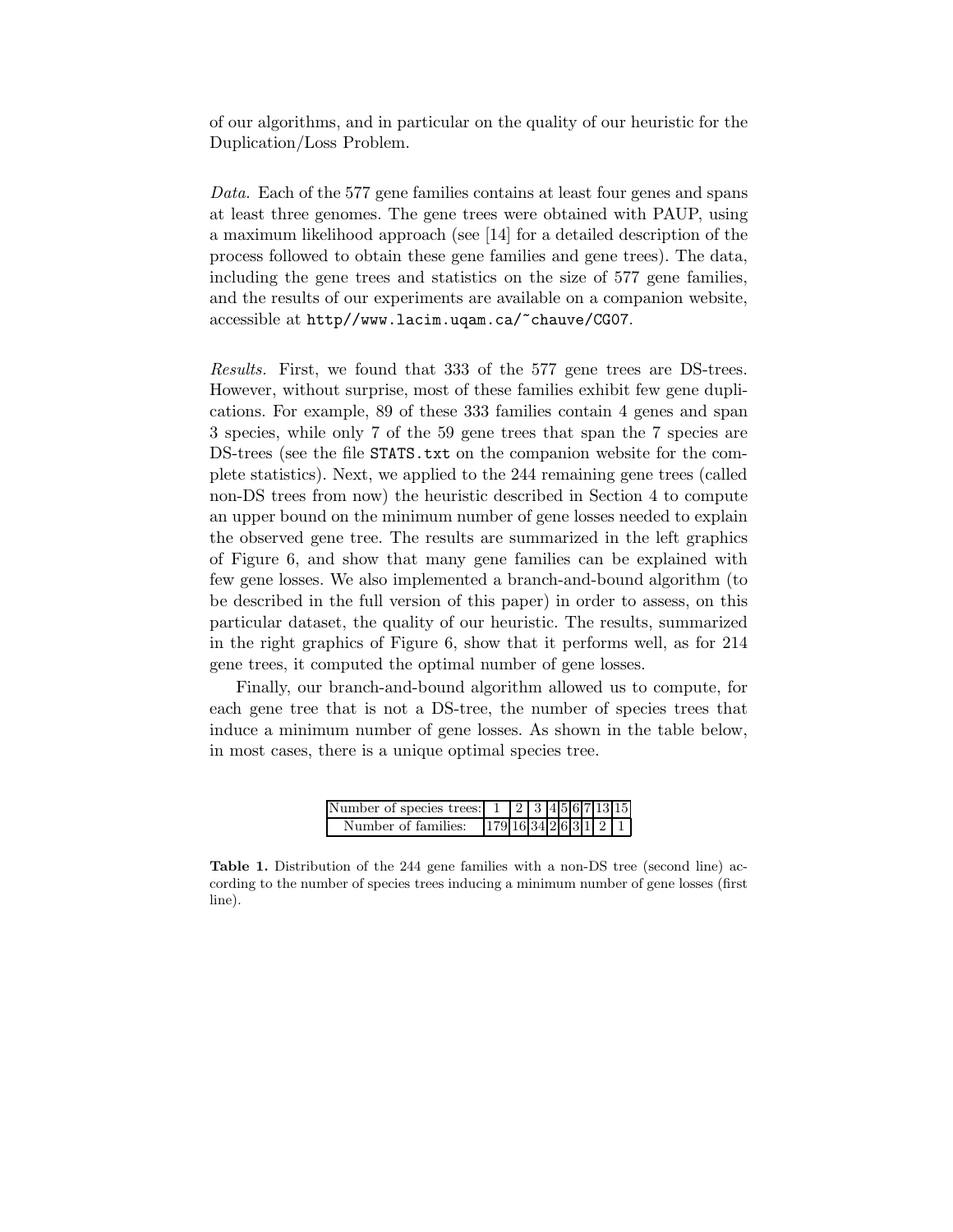of our algorithms, and in particular on the quality of our heuristic for the Duplication/Loss Problem.

*Data.* Each of the 577 gene families contains at least four genes and spans at least three genomes. The gene trees were obtained with PAUP, using a maximum likelihood approach (see [14] for a detailed description of the process followed to obtain these gene families and gene trees). The data, including the gene trees and statistics on the size of 577 gene families, and the results of our experiments are available on a companion website, accessible at `http//www.lacim.uqam.ca/~chauve/CG07`.

*Results.* First, we found that 333 of the 577 gene trees are DS-trees. However, without surprise, most of these families exhibit few gene duplications. For example, 89 of these 333 families contain 4 genes and span 3 species, while only 7 of the 59 gene trees that span the 7 species are DS-trees (see the file `STATS.txt` on the companion website for the complete statistics). Next, we applied to the 244 remaining gene trees (called non-DS trees from now) the heuristic described in Section 4 to compute an upper bound on the minimum number of gene losses needed to explain the observed gene tree. The results are summarized in the left graphics of Figure 6, and show that many gene families can be explained with few gene losses. We also implemented a branch-and-bound algorithm (to be described in the full version of this paper) in order to assess, on this particular dataset, the quality of our heuristic. The results, summarized in the right graphics of Figure 6, show that it performs well, as for 214 gene trees, it computed the optimal number of gene losses.

Finally, our branch-and-bound algorithm allowed us to compute, for each gene tree that is not a DS-tree, the number of species trees that induce a minimum number of gene losses. As shown in the table below, in most cases, there is a unique optimal species tree.

| Number of species trees: | 1 | 2 | 3 | 4 | 5 | 6 | 7 | 13 | 15 |
|---|---|---|---|---|---|---|---|---|---|
| Number of families: | 179 | 16 | 34 | 2 | 6 | 3 | 1 | 2 | 1 |

**Table 1.** Distribution of the 244 gene families with a non-DS tree (second line) according to the number of species trees inducing a minimum number of gene losses (first line).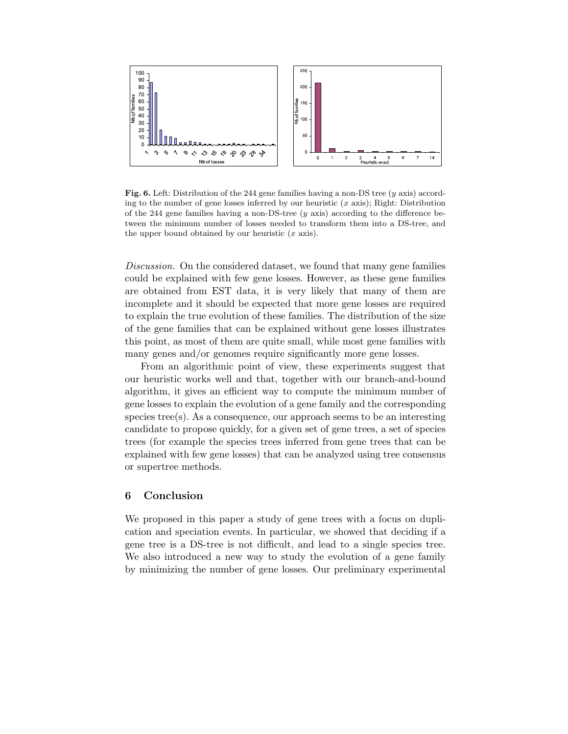**Fig. 6.** Left: Distribution of the 244 gene families having a non-DS tree ($y$ axis) according to the number of gene losses inferred by our heuristic ($x$ axis); Right: Distribution of the 244 gene families having a non-DS-tree ($y$ axis) according to the difference between the minimum number of losses needed to transform them into a DS-tree, and the upper bound obtained by our heuristic ($x$ axis).

*Discussion.* On the considered dataset, we found that many gene families could be explained with few gene losses. However, as these gene families are obtained from EST data, it is very likely that many of them are incomplete and it should be expected that more gene losses are required to explain the true evolution of these families. The distribution of the size of the gene families that can be explained without gene losses illustrates this point, as most of them are quite small, while most gene families with many genes and/or genomes require significantly more gene losses.

From an algorithmic point of view, these experiments suggest that our heuristic works well and that, together with our branch-and-bound algorithm, it gives an efficient way to compute the minimum number of gene losses to explain the evolution of a gene family and the corresponding species tree(s). As a consequence, our approach seems to be an interesting candidate to propose quickly, for a given set of gene trees, a set of species trees (for example the species trees inferred from gene trees that can be explained with few gene losses) that can be analyzed using tree consensus or supertree methods.

## 6 Conclusion

We proposed in this paper a study of gene trees with a focus on duplication and speciation events. In particular, we showed that deciding if a gene tree is a DS-tree is not difficult, and lead to a single species tree. We also introduced a new way to study the evolution of a gene family by minimizing the number of gene losses. Our preliminary experimental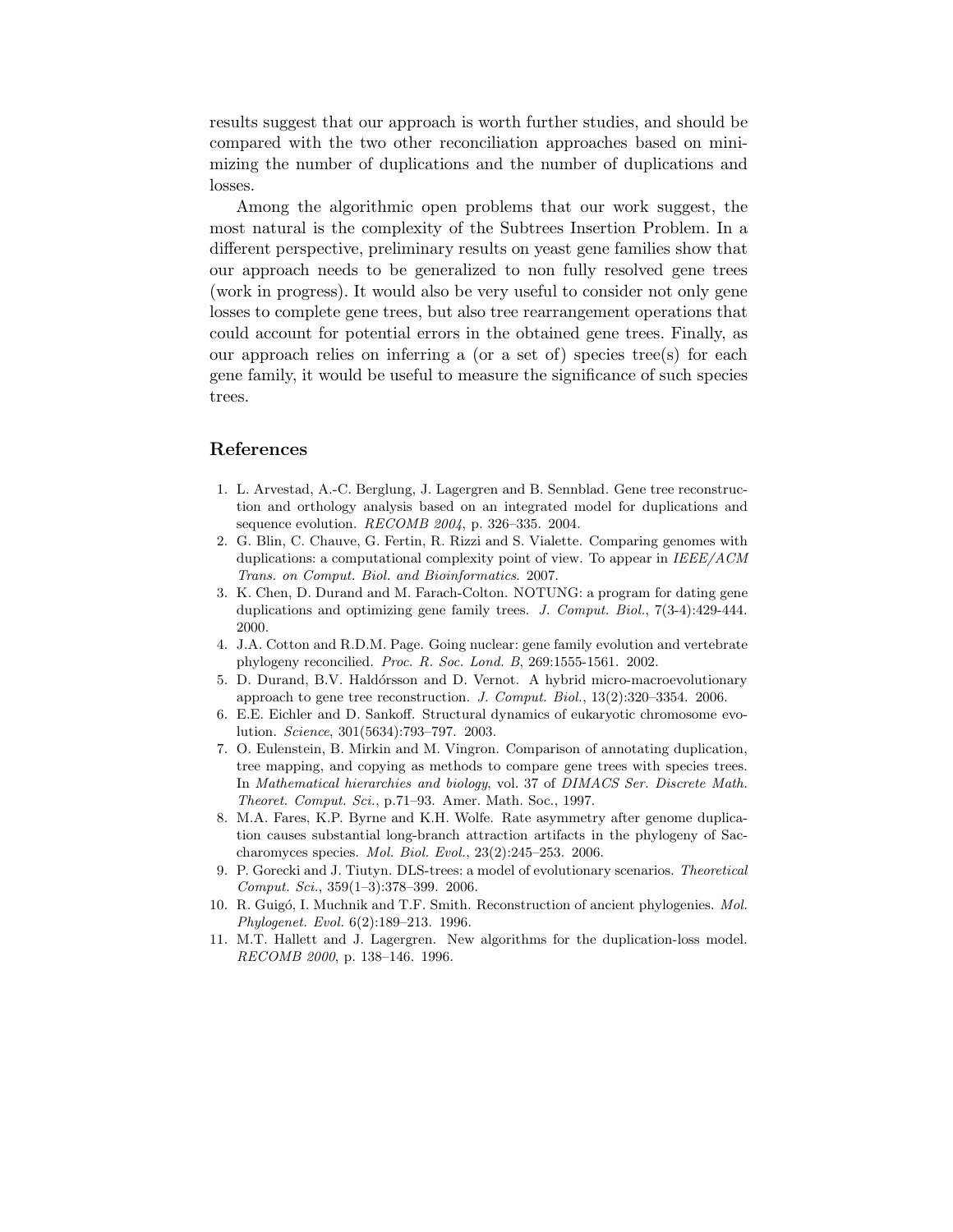results suggest that our approach is worth further studies, and should be compared with the two other reconciliation approaches based on minimizing the number of duplications and the number of duplications and losses.

Among the algorithmic open problems that our work suggest, the most natural is the complexity of the Subtrees Insertion Problem. In a different perspective, preliminary results on yeast gene families show that our approach needs to be generalized to non fully resolved gene trees (work in progress). It would also be very useful to consider not only gene losses to complete gene trees, but also tree rearrangement operations that could account for potential errors in the obtained gene trees. Finally, as our approach relies on inferring a (or a set of) species tree(s) for each gene family, it would be useful to measure the significance of such species trees.

## References

1. L. Arvestad, A.-C. Berglung, J. Lagergren and B. Sennblad. Gene tree reconstruction and orthology analysis based on an integrated model for duplications and sequence evolution. *RECOMB 2004*, p. 326–335. 2004.
2. G. Blin, C. Chauve, G. Fertin, R. Rizzi and S. Vialette. Comparing genomes with duplications: a computational complexity point of view. To appear in *IEEE/ACM Trans. on Comput. Biol. and Bioinformatics*. 2007.
3. K. Chen, D. Durand and M. Farach-Colton. NOTUNG: a program for dating gene duplications and optimizing gene family trees. *J. Comput. Biol.*, 7(3-4):429-444. 2000.
4. J.A. Cotton and R.D.M. Page. Going nuclear: gene family evolution and vertebrate phylogeny reconcilied. *Proc. R. Soc. Lond. B*, 269:1555-1561. 2002.
5. D. Durand, B.V. Haldórsson and D. Vernot. A hybrid micro-macroevolutionary approach to gene tree reconstruction. *J. Comput. Biol.*, 13(2):320–3354. 2006.
6. E.E. Eichler and D. Sankoff. Structural dynamics of eukaryotic chromosome evolution. *Science*, 301(5634):793–797. 2003.
7. O. Eulenstein, B. Mirkin and M. Vingron. Comparison of annotating duplication, tree mapping, and copying as methods to compare gene trees with species trees. In *Mathematical hierarchies and biology*, vol. 37 of *DIMACS Ser. Discrete Math. Theoret. Comput. Sci.*, p.71–93. Amer. Math. Soc., 1997.
8. M.A. Fares, K.P. Byrne and K.H. Wolfe. Rate asymmetry after genome duplication causes substantial long-branch attraction artifacts in the phylogeny of Saccharomyces species. *Mol. Biol. Evol.*, 23(2):245–253. 2006.
9. P. Gorecki and J. Tiutyn. DLS-trees: a model of evolutionary scenarios. *Theoretical Comput. Sci.*, 359(1–3):378–399. 2006.
10. R. Guigó, I. Muchnik and T.F. Smith. Reconstruction of ancient phylogenies. *Mol. Phylogenet. Evol.* 6(2):189–213. 1996.
11. M.T. Hallett and J. Lagergren. New algorithms for the duplication-loss model. *RECOMB 2000*, p. 138–146. 1996.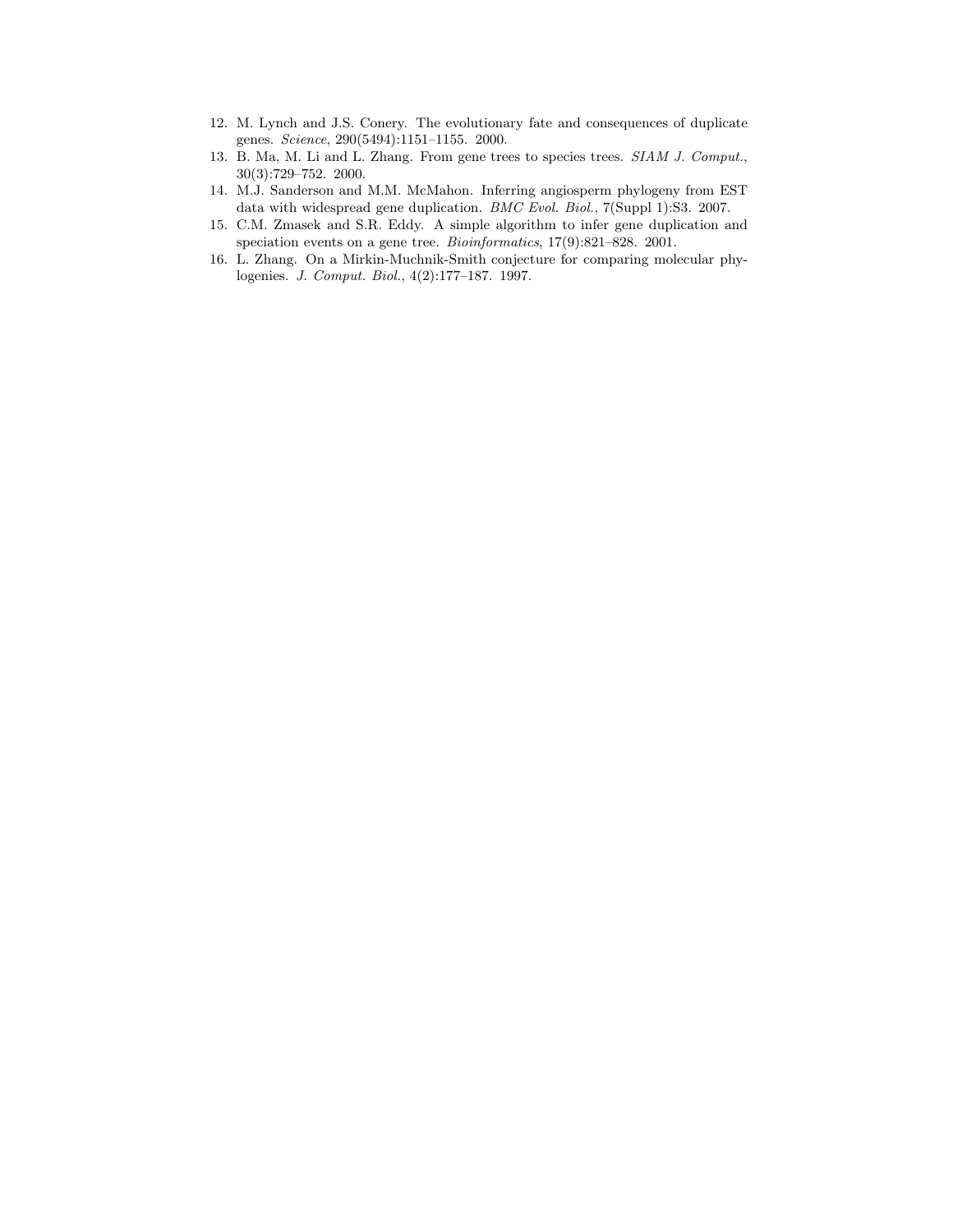12. M. Lynch and J.S. Conery. The evolutionary fate and consequences of duplicate genes. *Science*, 290(5494):1151–1155. 2000.
13. B. Ma, M. Li and L. Zhang. From gene trees to species trees. *SIAM J. Comput.*, 30(3):729–752. 2000.
14. M.J. Sanderson and M.M. McMahon. Inferring angiosperm phylogeny from EST data with widespread gene duplication. *BMC Evol. Biol.*, 7(Suppl 1):S3. 2007.
15. C.M. Zmasek and S.R. Eddy. A simple algorithm to infer gene duplication and speciation events on a gene tree. *Bioinformatics*, 17(9):821–828. 2001.
16. L. Zhang. On a Mirkin-Muchnik-Smith conjecture for comparing molecular phylogenies. *J. Comput. Biol.*, 4(2):177–187. 1997.